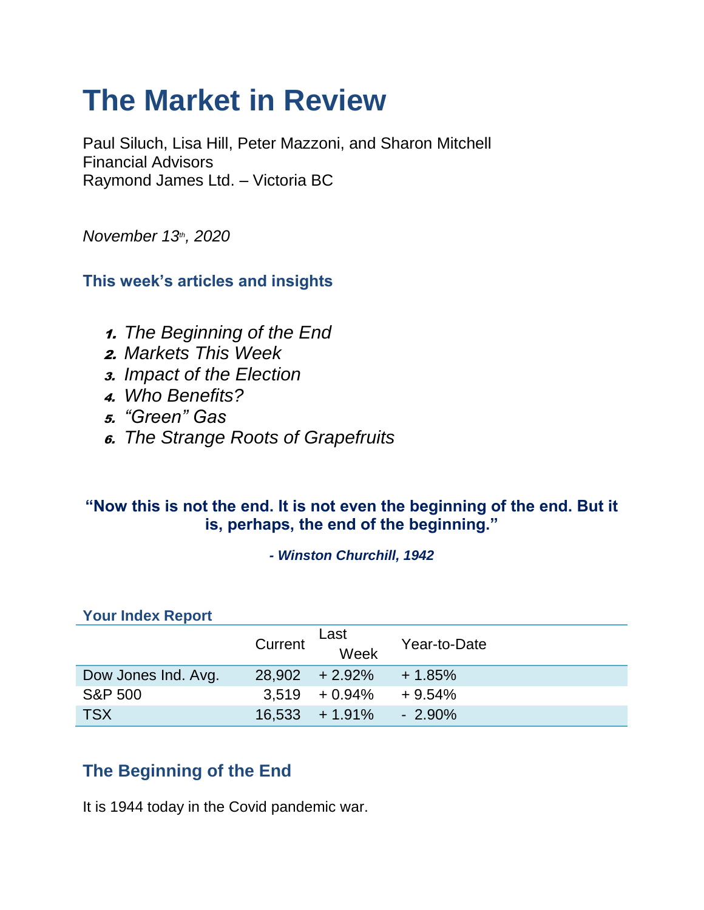# The Market in Review

Paul Siluch, Lisa Hill, Peter Mazzoni, and Sharon Mitchell
Financial Advisors
Raymond James Ltd. – Victoria BC

*November 13th, 2020*

### This week's articles and insights

1. *The Beginning of the End*
2. *Markets This Week*
3. *Impact of the Election*
4. *Who Benefits?*
5. *"Green" Gas*
6. *The Strange Roots of Grapefruits*

**"Now this is not the end. It is not even the beginning of the end. But it is, perhaps, the end of the beginning."**

***- Winston Churchill, 1942***

### Your Index Report

| | Current | Last Week | Year-to-Date |
|---|---|---|---|
| Dow Jones Ind. Avg. | 28,902 | + 2.92% | + 1.85% |
| S&P 500 | 3,519 | + 0.94% | + 9.54% |
| TSX | 16,533 | + 1.91% | - 2.90% |

## The Beginning of the End

It is 1944 today in the Covid pandemic war.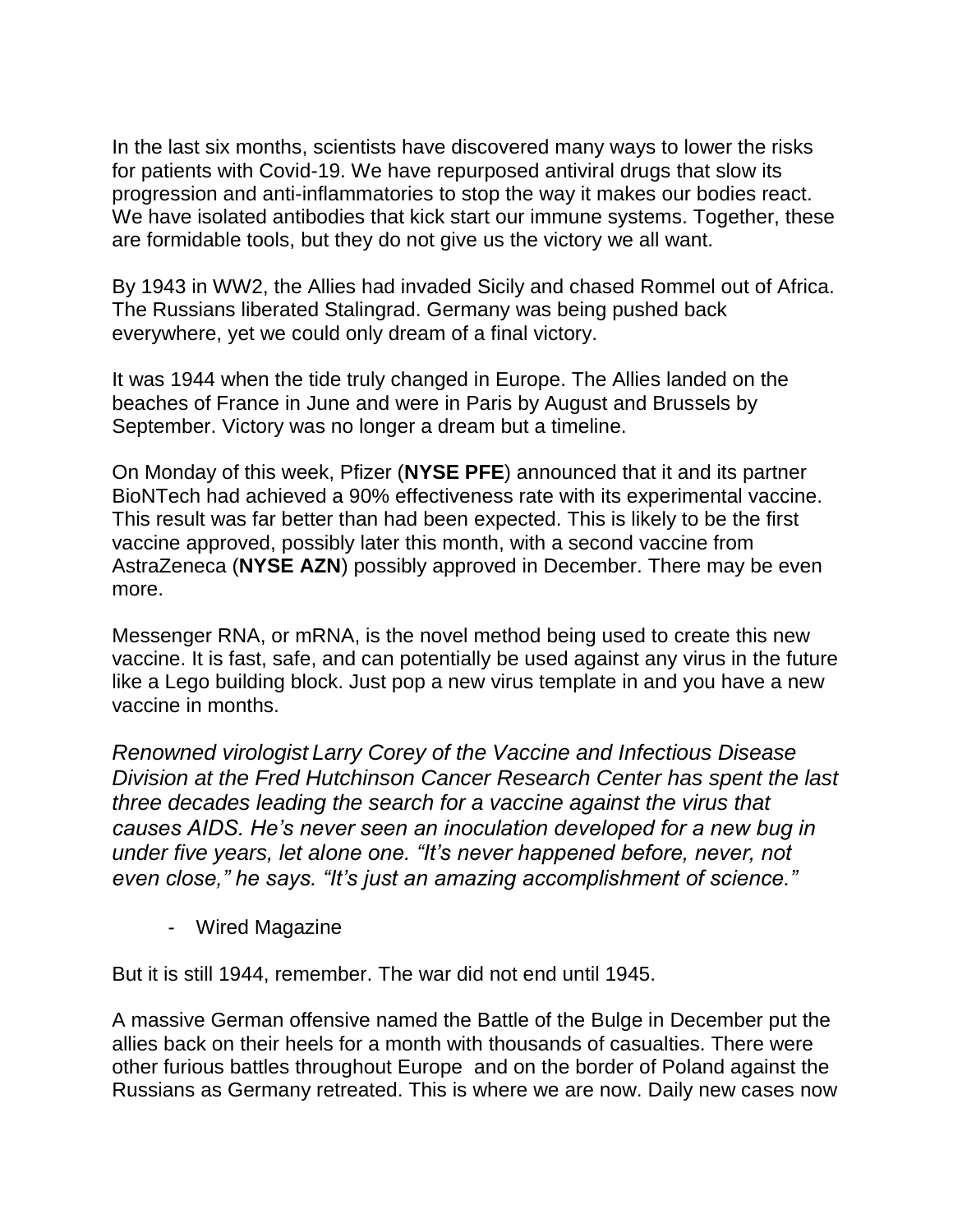In the last six months, scientists have discovered many ways to lower the risks for patients with Covid-19. We have repurposed antiviral drugs that slow its progression and anti-inflammatories to stop the way it makes our bodies react. We have isolated antibodies that kick start our immune systems. Together, these are formidable tools, but they do not give us the victory we all want.

By 1943 in WW2, the Allies had invaded Sicily and chased Rommel out of Africa. The Russians liberated Stalingrad. Germany was being pushed back everywhere, yet we could only dream of a final victory.

It was 1944 when the tide truly changed in Europe. The Allies landed on the beaches of France in June and were in Paris by August and Brussels by September. Victory was no longer a dream but a timeline.

On Monday of this week, Pfizer (**NYSE PFE**) announced that it and its partner BioNTech had achieved a 90% effectiveness rate with its experimental vaccine. This result was far better than had been expected. This is likely to be the first vaccine approved, possibly later this month, with a second vaccine from AstraZeneca (**NYSE AZN**) possibly approved in December. There may be even more.

Messenger RNA, or mRNA, is the novel method being used to create this new vaccine. It is fast, safe, and can potentially be used against any virus in the future like a Lego building block. Just pop a new virus template in and you have a new vaccine in months.

*Renowned virologist Larry Corey of the Vaccine and Infectious Disease Division at the Fred Hutchinson Cancer Research Center has spent the last three decades leading the search for a vaccine against the virus that causes AIDS. He's never seen an inoculation developed for a new bug in under five years, let alone one. "It's never happened before, never, not even close," he says. "It's just an amazing accomplishment of science."*

- Wired Magazine

But it is still 1944, remember. The war did not end until 1945.

A massive German offensive named the Battle of the Bulge in December put the allies back on their heels for a month with thousands of casualties. There were other furious battles throughout Europe and on the border of Poland against the Russians as Germany retreated. This is where we are now. Daily new cases now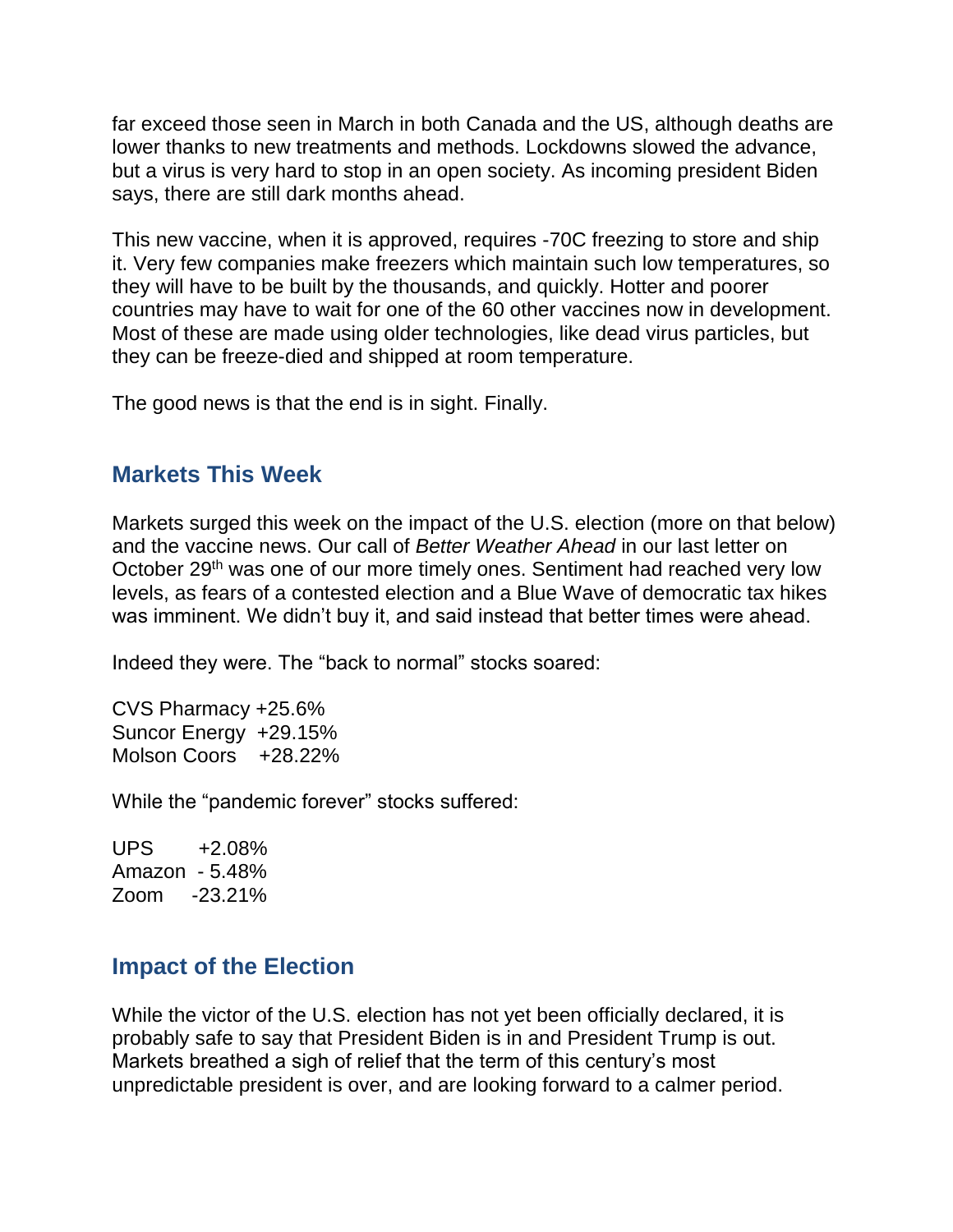far exceed those seen in March in both Canada and the US, although deaths are lower thanks to new treatments and methods. Lockdowns slowed the advance, but a virus is very hard to stop in an open society. As incoming president Biden says, there are still dark months ahead.

This new vaccine, when it is approved, requires -70C freezing to store and ship it. Very few companies make freezers which maintain such low temperatures, so they will have to be built by the thousands, and quickly. Hotter and poorer countries may have to wait for one of the 60 other vaccines now in development. Most of these are made using older technologies, like dead virus particles, but they can be freeze-died and shipped at room temperature.

The good news is that the end is in sight. Finally.

## Markets This Week

Markets surged this week on the impact of the U.S. election (more on that below) and the vaccine news. Our call of *Better Weather Ahead* in our last letter on October 29th was one of our more timely ones. Sentiment had reached very low levels, as fears of a contested election and a Blue Wave of democratic tax hikes was imminent. We didn't buy it, and said instead that better times were ahead.

Indeed they were. The "back to normal" stocks soared:

CVS Pharmacy +25.6%
Suncor Energy +29.15%
Molson Coors +28.22%

While the "pandemic forever" stocks suffered:

UPS +2.08%
Amazon - 5.48%
Zoom -23.21%

## Impact of the Election

While the victor of the U.S. election has not yet been officially declared, it is probably safe to say that President Biden is in and President Trump is out. Markets breathed a sigh of relief that the term of this century's most unpredictable president is over, and are looking forward to a calmer period.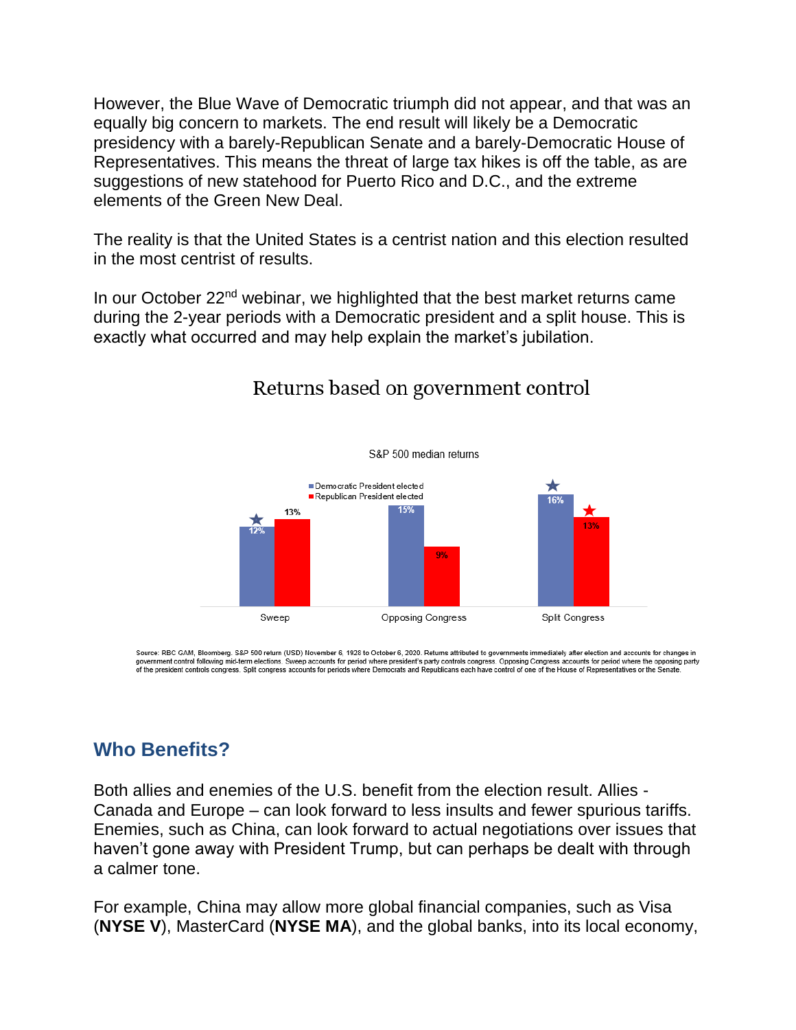However, the Blue Wave of Democratic triumph did not appear, and that was an equally big concern to markets. The end result will likely be a Democratic presidency with a barely-Republican Senate and a barely-Democratic House of Representatives. This means the threat of large tax hikes is off the table, as are suggestions of new statehood for Puerto Rico and D.C., and the extreme elements of the Green New Deal.

The reality is that the United States is a centrist nation and this election resulted in the most centrist of results.

In our October 22nd webinar, we highlighted that the best market returns came during the 2-year periods with a Democratic president and a split house. This is exactly what occurred and may help explain the market's jubilation.

## Returns based on government control

S&P 500 median returns

| | Democratic President elected | Republican President elected |
|---|---|---|
| Sweep | 12% | 13% |
| Opposing Congress | 15% | 9% |
| Split Congress | 16% | 13% |

Source: RBC GAM, Bloomberg. S&P 500 return (USD) November 6, 1928 to October 6, 2020. Returns attributed to governments immediately after election and accounts for changes in government control following mid-term elections. Sweep accounts for period where president's party controls congress. Opposing Congress accounts for period where the opposing party of the president controls congress. Split congress accounts for periods where Democrats and Republicans each have control of one of the House of Representatives or the Senate.

## Who Benefits?

Both allies and enemies of the U.S. benefit from the election result. Allies - Canada and Europe – can look forward to less insults and fewer spurious tariffs. Enemies, such as China, can look forward to actual negotiations over issues that haven't gone away with President Trump, but can perhaps be dealt with through a calmer tone.

For example, China may allow more global financial companies, such as Visa (**NYSE V**), MasterCard (**NYSE MA**), and the global banks, into its local economy,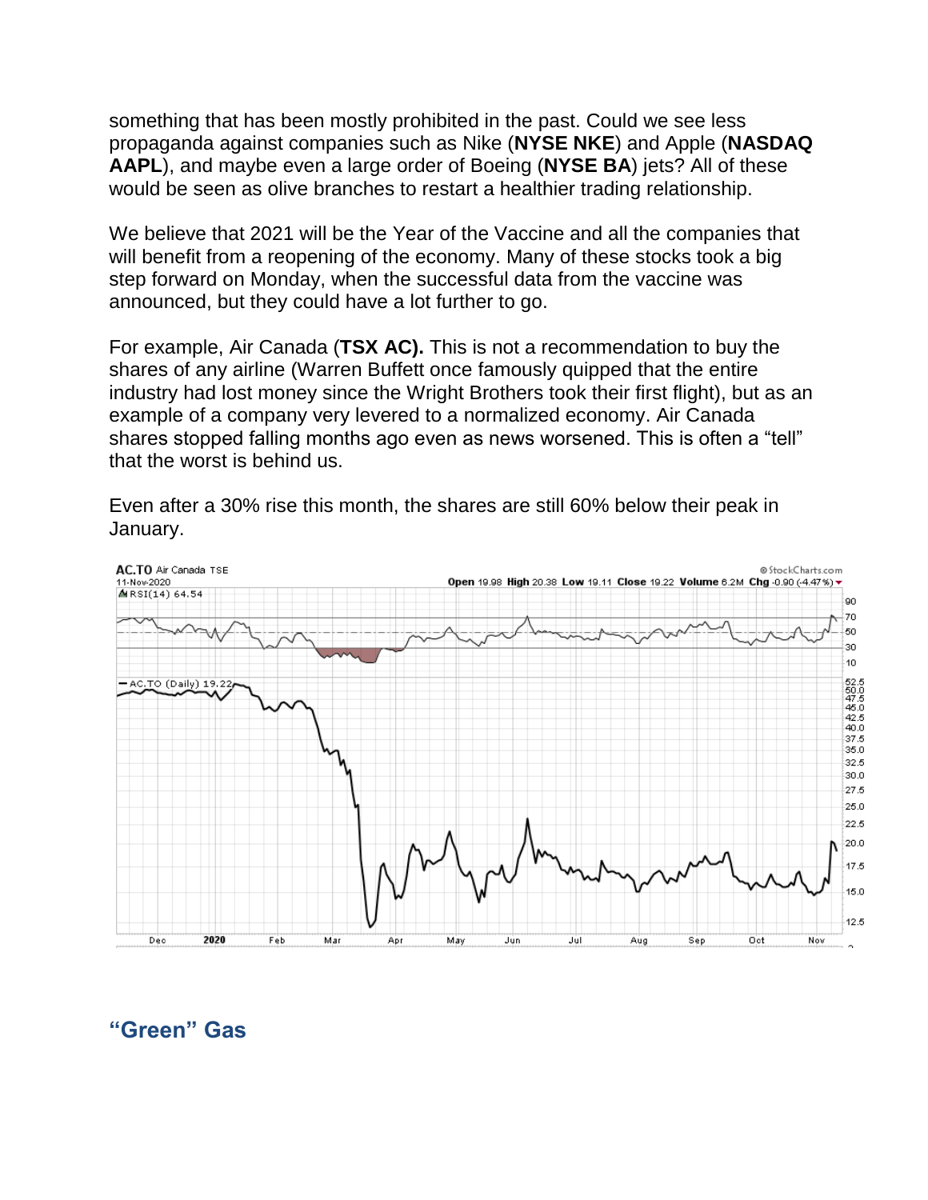something that has been mostly prohibited in the past. Could we see less propaganda against companies such as Nike (**NYSE NKE**) and Apple (**NASDAQ AAPL**), and maybe even a large order of Boeing (**NYSE BA**) jets? All of these would be seen as olive branches to restart a healthier trading relationship.

We believe that 2021 will be the Year of the Vaccine and all the companies that will benefit from a reopening of the economy. Many of these stocks took a big step forward on Monday, when the successful data from the vaccine was announced, but they could have a lot further to go.

For example, Air Canada (**TSX AC).** This is not a recommendation to buy the shares of any airline (Warren Buffett once famously quipped that the entire industry had lost money since the Wright Brothers took their first flight), but as an example of a company very levered to a normalized economy. Air Canada shares stopped falling months ago even as news worsened. This is often a "tell" that the worst is behind us.

Even after a 30% rise this month, the shares are still 60% below their peak in January.

## "Green" Gas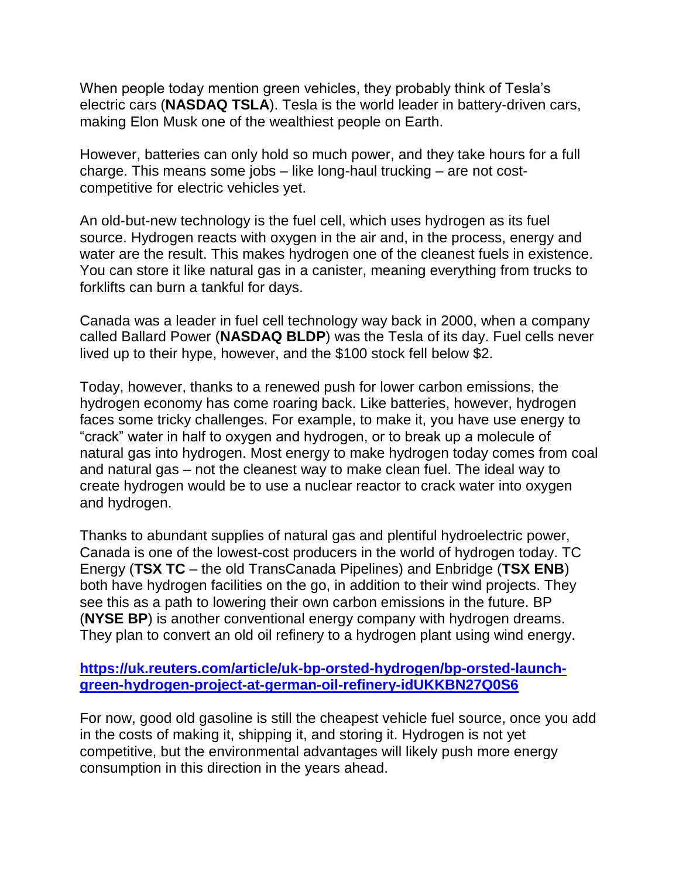When people today mention green vehicles, they probably think of Tesla's electric cars (**NASDAQ TSLA**). Tesla is the world leader in battery-driven cars, making Elon Musk one of the wealthiest people on Earth.

However, batteries can only hold so much power, and they take hours for a full charge. This means some jobs – like long-haul trucking – are not cost-competitive for electric vehicles yet.

An old-but-new technology is the fuel cell, which uses hydrogen as its fuel source. Hydrogen reacts with oxygen in the air and, in the process, energy and water are the result. This makes hydrogen one of the cleanest fuels in existence. You can store it like natural gas in a canister, meaning everything from trucks to forklifts can burn a tankful for days.

Canada was a leader in fuel cell technology way back in 2000, when a company called Ballard Power (**NASDAQ BLDP**) was the Tesla of its day. Fuel cells never lived up to their hype, however, and the $100 stock fell below $2.

Today, however, thanks to a renewed push for lower carbon emissions, the hydrogen economy has come roaring back. Like batteries, however, hydrogen faces some tricky challenges. For example, to make it, you have use energy to "crack" water in half to oxygen and hydrogen, or to break up a molecule of natural gas into hydrogen. Most energy to make hydrogen today comes from coal and natural gas – not the cleanest way to make clean fuel. The ideal way to create hydrogen would be to use a nuclear reactor to crack water into oxygen and hydrogen.

Thanks to abundant supplies of natural gas and plentiful hydroelectric power, Canada is one of the lowest-cost producers in the world of hydrogen today. TC Energy (**TSX TC** – the old TransCanada Pipelines) and Enbridge (**TSX ENB**) both have hydrogen facilities on the go, in addition to their wind projects. They see this as a path to lowering their own carbon emissions in the future. BP (**NYSE BP**) is another conventional energy company with hydrogen dreams. They plan to convert an old oil refinery to a hydrogen plant using wind energy.

**https://uk.reuters.com/article/uk-bp-orsted-hydrogen/bp-orsted-launch-green-hydrogen-project-at-german-oil-refinery-idUKKBN27Q0S6**

For now, good old gasoline is still the cheapest vehicle fuel source, once you add in the costs of making it, shipping it, and storing it. Hydrogen is not yet competitive, but the environmental advantages will likely push more energy consumption in this direction in the years ahead.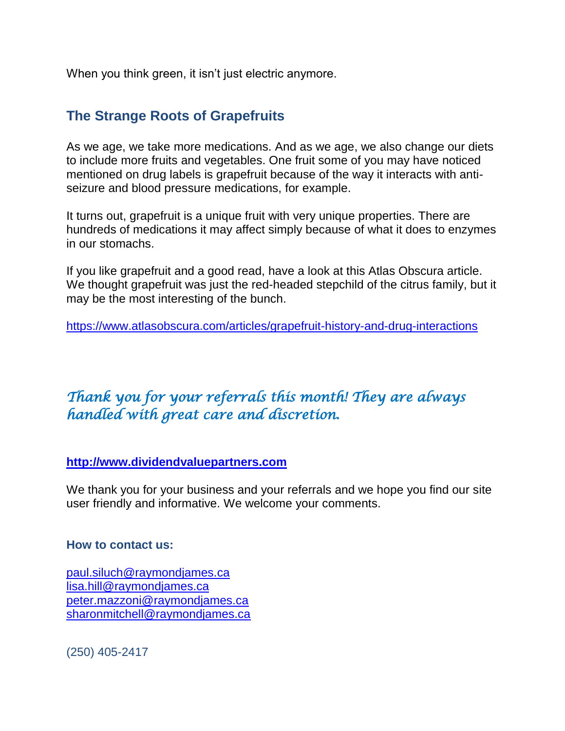When you think green, it isn't just electric anymore.

## The Strange Roots of Grapefruits

As we age, we take more medications. And as we age, we also change our diets to include more fruits and vegetables. One fruit some of you may have noticed mentioned on drug labels is grapefruit because of the way it interacts with anti-seizure and blood pressure medications, for example.

It turns out, grapefruit is a unique fruit with very unique properties. There are hundreds of medications it may affect simply because of what it does to enzymes in our stomachs.

If you like grapefruit and a good read, have a look at this Atlas Obscura article. We thought grapefruit was just the red-headed stepchild of the citrus family, but it may be the most interesting of the bunch.

https://www.atlasobscura.com/articles/grapefruit-history-and-drug-interactions

*Thank you for your referrals this month! They are always handled with great care and discretion.*

**http://www.dividendvaluepartners.com**

We thank you for your business and your referrals and we hope you find our site user friendly and informative. We welcome your comments.

**How to contact us:**

paul.siluch@raymondjames.ca
lisa.hill@raymondjames.ca
peter.mazzoni@raymondjames.ca
sharonmitchell@raymondjames.ca

(250) 405-2417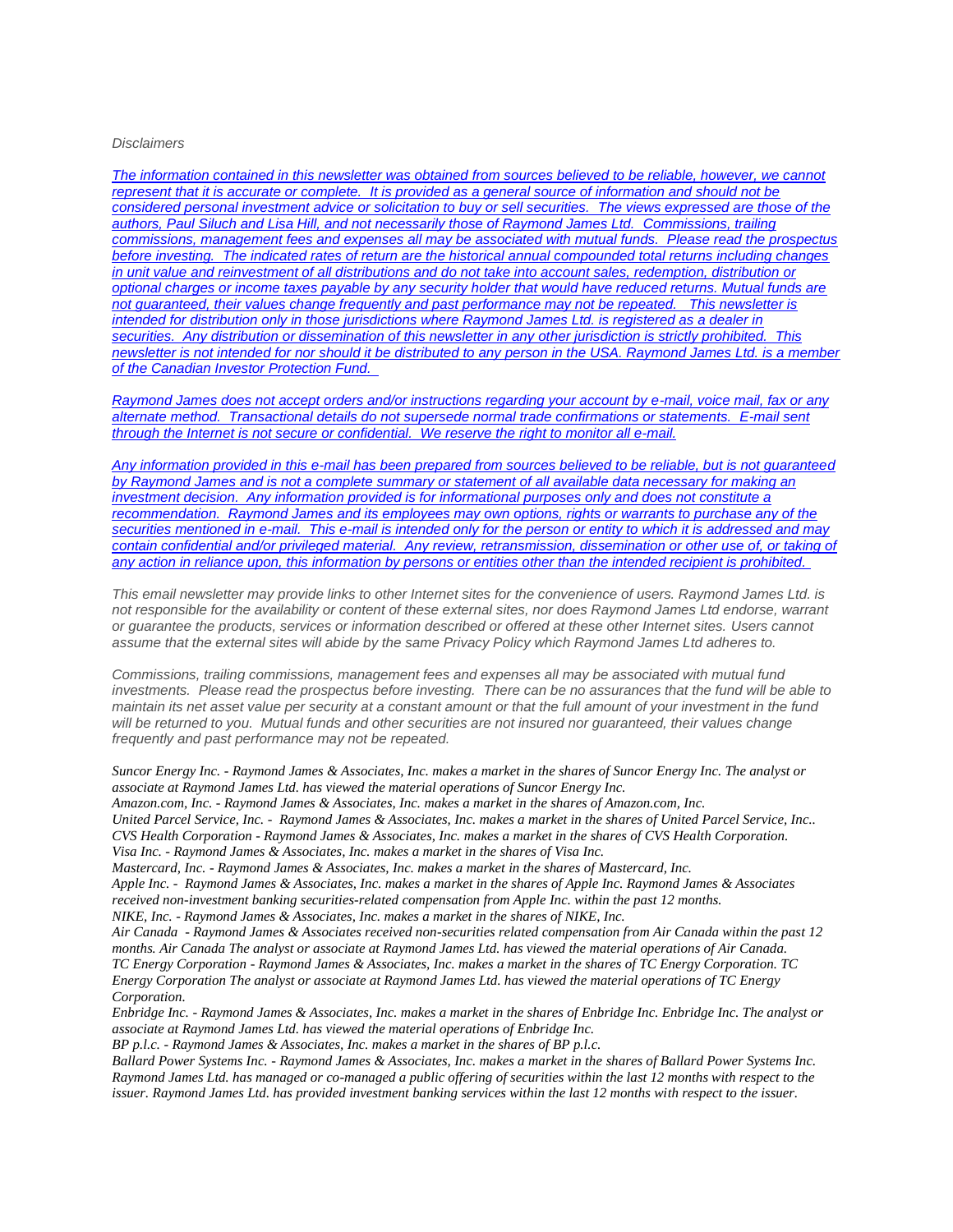*Disclaimers*

*The information contained in this newsletter was obtained from sources believed to be reliable, however, we cannot represent that it is accurate or complete. It is provided as a general source of information and should not be considered personal investment advice or solicitation to buy or sell securities. The views expressed are those of the authors, Paul Siluch and Lisa Hill, and not necessarily those of Raymond James Ltd. Commissions, trailing commissions, management fees and expenses all may be associated with mutual funds. Please read the prospectus before investing. The indicated rates of return are the historical annual compounded total returns including changes in unit value and reinvestment of all distributions and do not take into account sales, redemption, distribution or optional charges or income taxes payable by any security holder that would have reduced returns. Mutual funds are not guaranteed, their values change frequently and past performance may not be repeated. This newsletter is intended for distribution only in those jurisdictions where Raymond James Ltd. is registered as a dealer in securities. Any distribution or dissemination of this newsletter in any other jurisdiction is strictly prohibited. This newsletter is not intended for nor should it be distributed to any person in the USA. Raymond James Ltd. is a member of the Canadian Investor Protection Fund.*

*Raymond James does not accept orders and/or instructions regarding your account by e-mail, voice mail, fax or any alternate method. Transactional details do not supersede normal trade confirmations or statements. E-mail sent through the Internet is not secure or confidential. We reserve the right to monitor all e-mail.*

*Any information provided in this e-mail has been prepared from sources believed to be reliable, but is not guaranteed by Raymond James and is not a complete summary or statement of all available data necessary for making an investment decision. Any information provided is for informational purposes only and does not constitute a recommendation. Raymond James and its employees may own options, rights or warrants to purchase any of the securities mentioned in e-mail. This e-mail is intended only for the person or entity to which it is addressed and may contain confidential and/or privileged material. Any review, retransmission, dissemination or other use of, or taking of any action in reliance upon, this information by persons or entities other than the intended recipient is prohibited.*

*This email newsletter may provide links to other Internet sites for the convenience of users. Raymond James Ltd. is not responsible for the availability or content of these external sites, nor does Raymond James Ltd endorse, warrant or guarantee the products, services or information described or offered at these other Internet sites. Users cannot assume that the external sites will abide by the same Privacy Policy which Raymond James Ltd adheres to.*

*Commissions, trailing commissions, management fees and expenses all may be associated with mutual fund investments. Please read the prospectus before investing. There can be no assurances that the fund will be able to maintain its net asset value per security at a constant amount or that the full amount of your investment in the fund will be returned to you. Mutual funds and other securities are not insured nor guaranteed, their values change frequently and past performance may not be repeated.*

*Suncor Energy Inc. - Raymond James & Associates, Inc. makes a market in the shares of Suncor Energy Inc. The analyst or associate at Raymond James Ltd. has viewed the material operations of Suncor Energy Inc.*
*Amazon.com, Inc. - Raymond James & Associates, Inc. makes a market in the shares of Amazon.com, Inc.*
*United Parcel Service, Inc. - Raymond James & Associates, Inc. makes a market in the shares of United Parcel Service, Inc..*
*CVS Health Corporation - Raymond James & Associates, Inc. makes a market in the shares of CVS Health Corporation.*
*Visa Inc. - Raymond James & Associates, Inc. makes a market in the shares of Visa Inc.*
*Mastercard, Inc. - Raymond James & Associates, Inc. makes a market in the shares of Mastercard, Inc.*
*Apple Inc. - Raymond James & Associates, Inc. makes a market in the shares of Apple Inc. Raymond James & Associates received non-investment banking securities-related compensation from Apple Inc. within the past 12 months.*
*NIKE, Inc. - Raymond James & Associates, Inc. makes a market in the shares of NIKE, Inc.*
*Air Canada - Raymond James & Associates received non-securities related compensation from Air Canada within the past 12 months. Air Canada The analyst or associate at Raymond James Ltd. has viewed the material operations of Air Canada.*
*TC Energy Corporation - Raymond James & Associates, Inc. makes a market in the shares of TC Energy Corporation. TC Energy Corporation The analyst or associate at Raymond James Ltd. has viewed the material operations of TC Energy Corporation.*
*Enbridge Inc. - Raymond James & Associates, Inc. makes a market in the shares of Enbridge Inc. Enbridge Inc. The analyst or associate at Raymond James Ltd. has viewed the material operations of Enbridge Inc.*
*BP p.l.c. - Raymond James & Associates, Inc. makes a market in the shares of BP p.l.c.*
*Ballard Power Systems Inc. - Raymond James & Associates, Inc. makes a market in the shares of Ballard Power Systems Inc. Raymond James Ltd. has managed or co-managed a public offering of securities within the last 12 months with respect to the issuer. Raymond James Ltd. has provided investment banking services within the last 12 months with respect to the issuer.*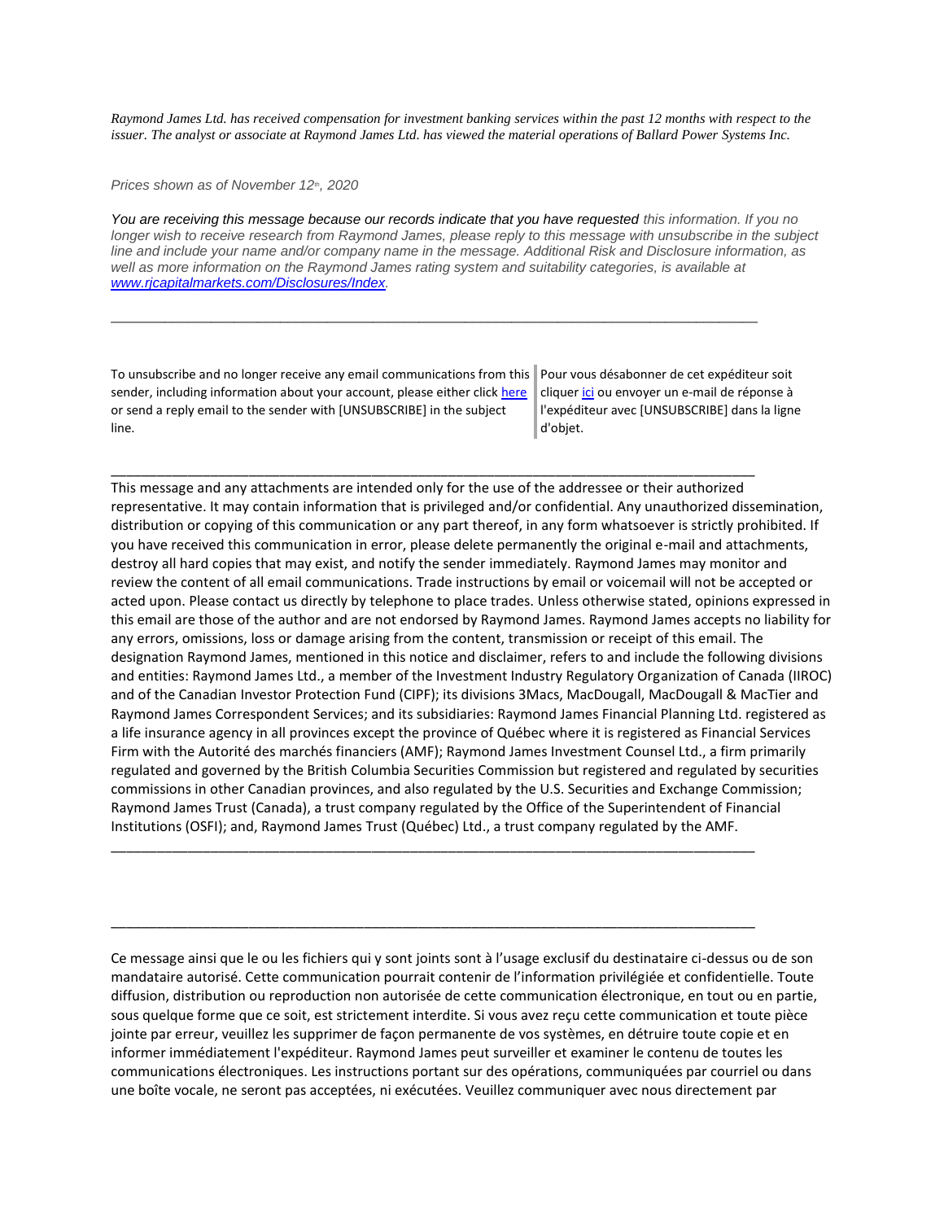*Raymond James Ltd. has received compensation for investment banking services within the past 12 months with respect to the issuer. The analyst or associate at Raymond James Ltd. has viewed the material operations of Ballard Power Systems Inc.*

*Prices shown as of November 12th, 2020*

*You are receiving this message because our records indicate that you have requested this information. If you no longer wish to receive research from Raymond James, please reply to this message with unsubscribe in the subject line and include your name and/or company name in the message. Additional Risk and Disclosure information, as well as more information on the Raymond James rating system and suitability categories, is available at [www.rjcapitalmarkets.com/Disclosures/Index](www.rjcapitalmarkets.com/Disclosures/Index).*

---

To unsubscribe and no longer receive any email communications from this sender, including information about your account, please either click here or send a reply email to the sender with [UNSUBSCRIBE] in the subject line.

Pour vous désabonner de cet expéditeur soit cliquer ici ou envoyer un e-mail de réponse à l'expéditeur avec [UNSUBSCRIBE] dans la ligne d'objet.

---

This message and any attachments are intended only for the use of the addressee or their authorized representative. It may contain information that is privileged and/or confidential. Any unauthorized dissemination, distribution or copying of this communication or any part thereof, in any form whatsoever is strictly prohibited. If you have received this communication in error, please delete permanently the original e-mail and attachments, destroy all hard copies that may exist, and notify the sender immediately. Raymond James may monitor and review the content of all email communications. Trade instructions by email or voicemail will not be accepted or acted upon. Please contact us directly by telephone to place trades. Unless otherwise stated, opinions expressed in this email are those of the author and are not endorsed by Raymond James. Raymond James accepts no liability for any errors, omissions, loss or damage arising from the content, transmission or receipt of this email. The designation Raymond James, mentioned in this notice and disclaimer, refers to and include the following divisions and entities: Raymond James Ltd., a member of the Investment Industry Regulatory Organization of Canada (IIROC) and of the Canadian Investor Protection Fund (CIPF); its divisions 3Macs, MacDougall, MacDougall & MacTier and Raymond James Correspondent Services; and its subsidiaries: Raymond James Financial Planning Ltd. registered as a life insurance agency in all provinces except the province of Québec where it is registered as Financial Services Firm with the Autorité des marchés financiers (AMF); Raymond James Investment Counsel Ltd., a firm primarily regulated and governed by the British Columbia Securities Commission but registered and regulated by securities commissions in other Canadian provinces, and also regulated by the U.S. Securities and Exchange Commission; Raymond James Trust (Canada), a trust company regulated by the Office of the Superintendent of Financial Institutions (OSFI); and, Raymond James Trust (Québec) Ltd., a trust company regulated by the AMF.

---

---

Ce message ainsi que le ou les fichiers qui y sont joints sont à l'usage exclusif du destinataire ci-dessus ou de son mandataire autorisé. Cette communication pourrait contenir de l'information privilégiée et confidentielle. Toute diffusion, distribution ou reproduction non autorisée de cette communication électronique, en tout ou en partie, sous quelque forme que ce soit, est strictement interdite. Si vous avez reçu cette communication et toute pièce jointe par erreur, veuillez les supprimer de façon permanente de vos systèmes, en détruire toute copie et en informer immédiatement l'expéditeur. Raymond James peut surveiller et examiner le contenu de toutes les communications électroniques. Les instructions portant sur des opérations, communiquées par courriel ou dans une boîte vocale, ne seront pas acceptées, ni exécutées. Veuillez communiquer avec nous directement par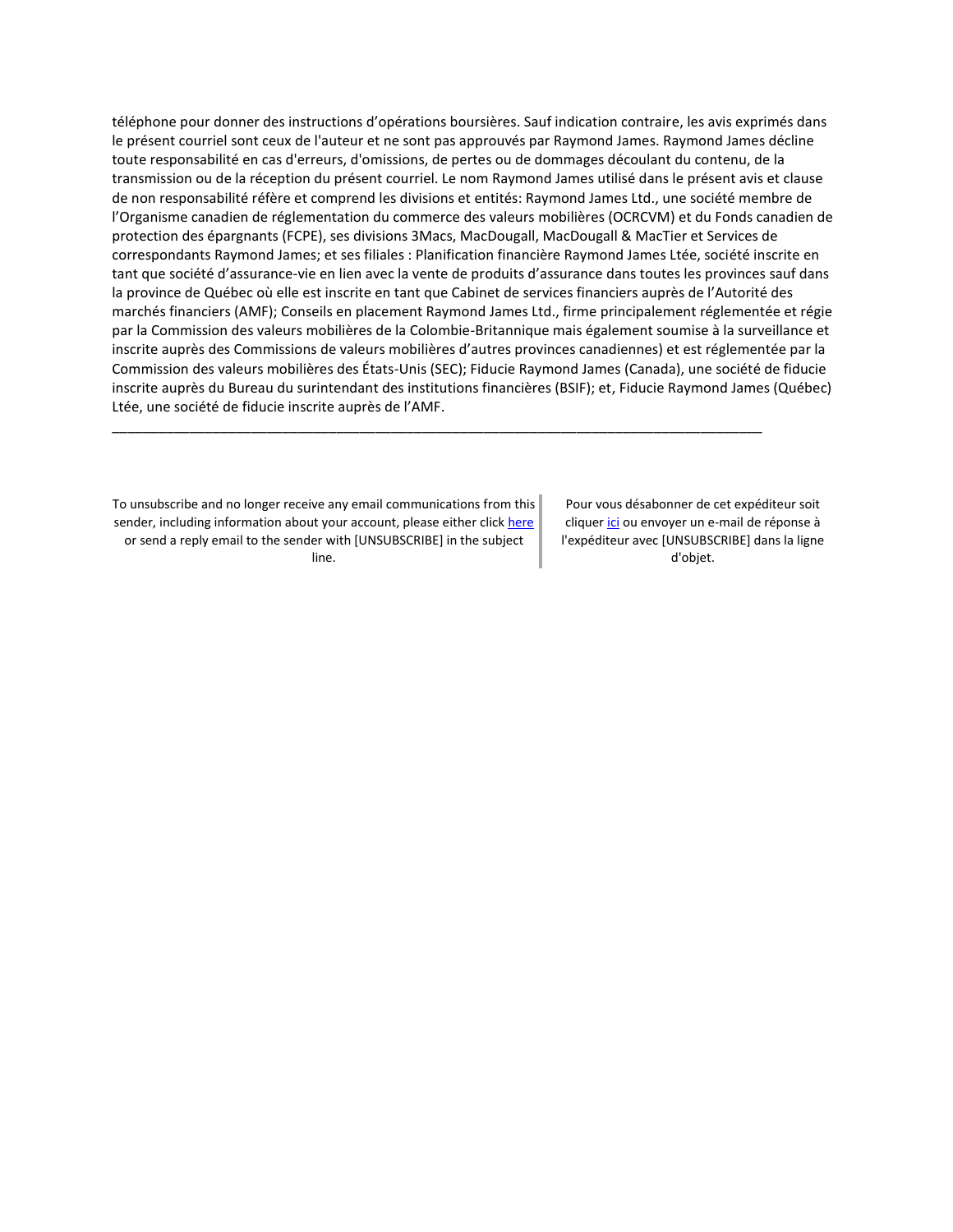téléphone pour donner des instructions d'opérations boursières. Sauf indication contraire, les avis exprimés dans le présent courriel sont ceux de l'auteur et ne sont pas approuvés par Raymond James. Raymond James décline toute responsabilité en cas d'erreurs, d'omissions, de pertes ou de dommages découlant du contenu, de la transmission ou de la réception du présent courriel. Le nom Raymond James utilisé dans le présent avis et clause de non responsabilité réfère et comprend les divisions et entités: Raymond James Ltd., une société membre de l'Organisme canadien de réglementation du commerce des valeurs mobilières (OCRCVM) et du Fonds canadien de protection des épargnants (FCPE), ses divisions 3Macs, MacDougall, MacDougall & MacTier et Services de correspondants Raymond James; et ses filiales : Planification financière Raymond James Ltée, société inscrite en tant que société d'assurance-vie en lien avec la vente de produits d'assurance dans toutes les provinces sauf dans la province de Québec où elle est inscrite en tant que Cabinet de services financiers auprès de l'Autorité des marchés financiers (AMF); Conseils en placement Raymond James Ltd., firme principalement réglementée et régie par la Commission des valeurs mobilières de la Colombie-Britannique mais également soumise à la surveillance et inscrite auprès des Commissions de valeurs mobilières d'autres provinces canadiennes) et est réglementée par la Commission des valeurs mobilières des États-Unis (SEC); Fiducie Raymond James (Canada), une société de fiducie inscrite auprès du Bureau du surintendant des institutions financières (BSIF); et, Fiducie Raymond James (Québec) Ltée, une société de fiducie inscrite auprès de l'AMF.

---

To unsubscribe and no longer receive any email communications from this sender, including information about your account, please either click here or send a reply email to the sender with [UNSUBSCRIBE] in the subject line.

Pour vous désabonner de cet expéditeur soit cliquer ici ou envoyer un e-mail de réponse à l'expéditeur avec [UNSUBSCRIBE] dans la ligne d'objet.